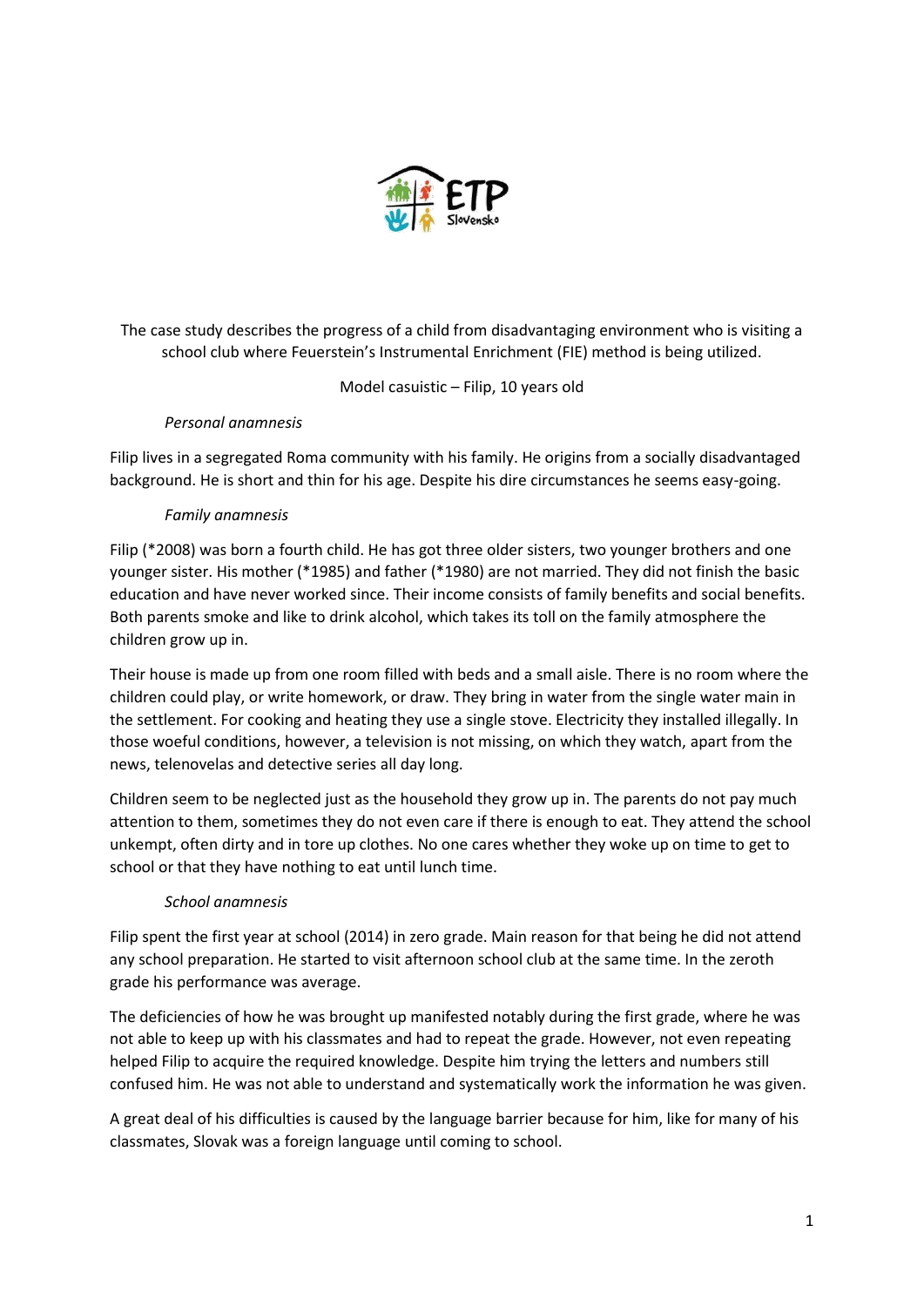The case study describes the progress of a child from disadvantaging environment who is visiting a school club where Feuerstein's Instrumental Enrichment (FIE) method is being utilized.

Model casuistic – Filip, 10 years old

*Personal anamnesis*

Filip lives in a segregated Roma community with his family. He origins from a socially disadvantaged background. He is short and thin for his age. Despite his dire circumstances he seems easy-going.

*Family anamnesis*

Filip (*2008) was born a fourth child. He has got three older sisters, two younger brothers and one younger sister. His mother (*1985) and father (*1980) are not married. They did not finish the basic education and have never worked since. Their income consists of family benefits and social benefits. Both parents smoke and like to drink alcohol, which takes its toll on the family atmosphere the children grow up in.

Their house is made up from one room filled with beds and a small aisle. There is no room where the children could play, or write homework, or draw. They bring in water from the single water main in the settlement. For cooking and heating they use a single stove. Electricity they installed illegally. In those woeful conditions, however, a television is not missing, on which they watch, apart from the news, telenovelas and detective series all day long.

Children seem to be neglected just as the household they grow up in. The parents do not pay much attention to them, sometimes they do not even care if there is enough to eat. They attend the school unkempt, often dirty and in tore up clothes. No one cares whether they woke up on time to get to school or that they have nothing to eat until lunch time.

*School anamnesis*

Filip spent the first year at school (2014) in zero grade. Main reason for that being he did not attend any school preparation. He started to visit afternoon school club at the same time. In the zeroth grade his performance was average.

The deficiencies of how he was brought up manifested notably during the first grade, where he was not able to keep up with his classmates and had to repeat the grade. However, not even repeating helped Filip to acquire the required knowledge. Despite him trying the letters and numbers still confused him. He was not able to understand and systematically work the information he was given.

A great deal of his difficulties is caused by the language barrier because for him, like for many of his classmates, Slovak was a foreign language until coming to school.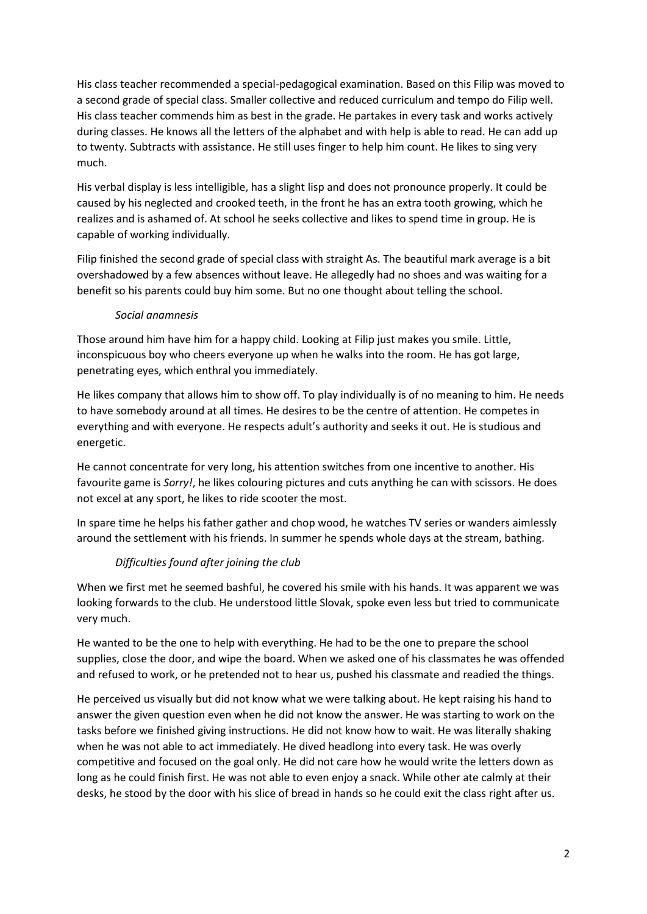His class teacher recommended a special-pedagogical examination. Based on this Filip was moved to a second grade of special class. Smaller collective and reduced curriculum and tempo do Filip well. His class teacher commends him as best in the grade. He partakes in every task and works actively during classes. He knows all the letters of the alphabet and with help is able to read. He can add up to twenty. Subtracts with assistance. He still uses finger to help him count. He likes to sing very much.

His verbal display is less intelligible, has a slight lisp and does not pronounce properly. It could be caused by his neglected and crooked teeth, in the front he has an extra tooth growing, which he realizes and is ashamed of. At school he seeks collective and likes to spend time in group. He is capable of working individually.

Filip finished the second grade of special class with straight As. The beautiful mark average is a bit overshadowed by a few absences without leave. He allegedly had no shoes and was waiting for a benefit so his parents could buy him some. But no one thought about telling the school.

*Social anamnesis*

Those around him have him for a happy child. Looking at Filip just makes you smile. Little, inconspicuous boy who cheers everyone up when he walks into the room. He has got large, penetrating eyes, which enthral you immediately.

He likes company that allows him to show off. To play individually is of no meaning to him. He needs to have somebody around at all times. He desires to be the centre of attention. He competes in everything and with everyone. He respects adult's authority and seeks it out. He is studious and energetic.

He cannot concentrate for very long, his attention switches from one incentive to another. His favourite game is *Sorry!*, he likes colouring pictures and cuts anything he can with scissors. He does not excel at any sport, he likes to ride scooter the most.

In spare time he helps his father gather and chop wood, he watches TV series or wanders aimlessly around the settlement with his friends. In summer he spends whole days at the stream, bathing.

*Difficulties found after joining the club*

When we first met he seemed bashful, he covered his smile with his hands. It was apparent we was looking forwards to the club. He understood little Slovak, spoke even less but tried to communicate very much.

He wanted to be the one to help with everything. He had to be the one to prepare the school supplies, close the door, and wipe the board. When we asked one of his classmates he was offended and refused to work, or he pretended not to hear us, pushed his classmate and readied the things.

He perceived us visually but did not know what we were talking about. He kept raising his hand to answer the given question even when he did not know the answer. He was starting to work on the tasks before we finished giving instructions. He did not know how to wait. He was literally shaking when he was not able to act immediately. He dived headlong into every task. He was overly competitive and focused on the goal only. He did not care how he would write the letters down as long as he could finish first. He was not able to even enjoy a snack. While other ate calmly at their desks, he stood by the door with his slice of bread in hands so he could exit the class right after us.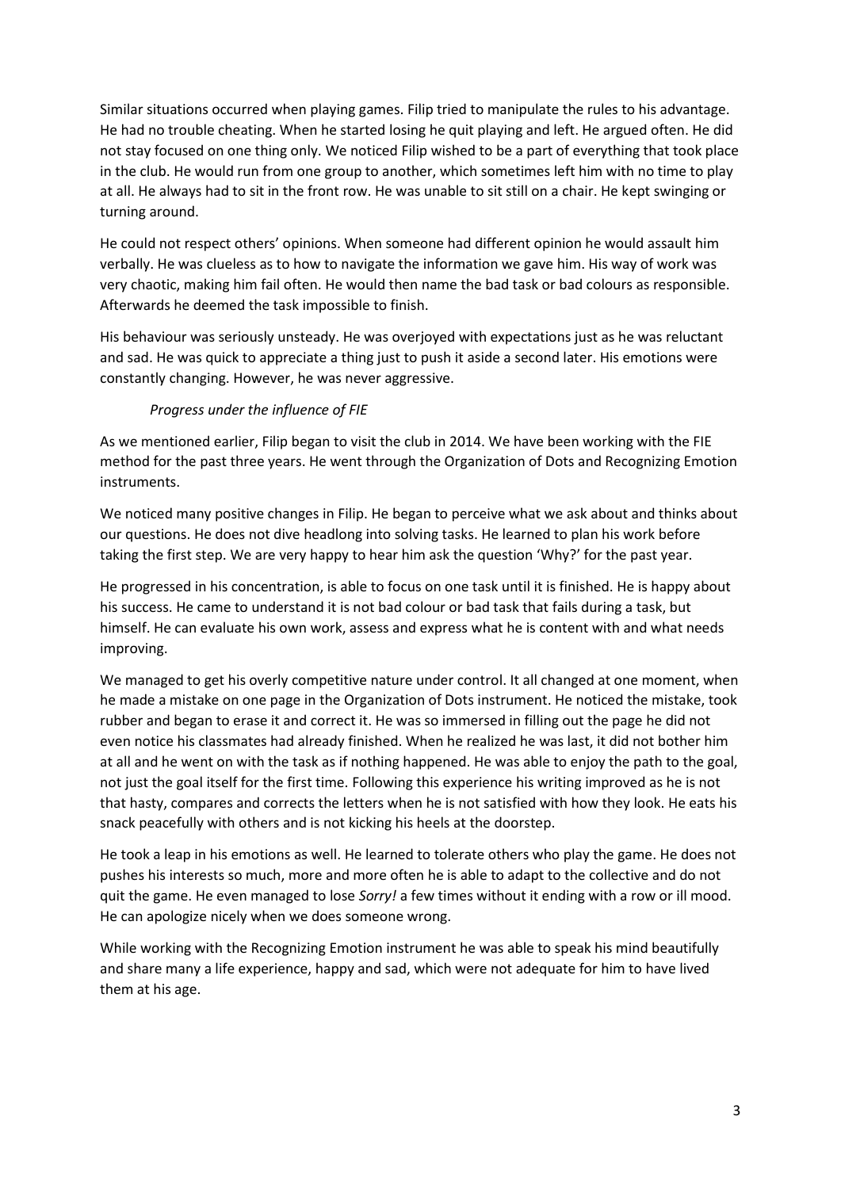Similar situations occurred when playing games. Filip tried to manipulate the rules to his advantage. He had no trouble cheating. When he started losing he quit playing and left. He argued often. He did not stay focused on one thing only. We noticed Filip wished to be a part of everything that took place in the club. He would run from one group to another, which sometimes left him with no time to play at all. He always had to sit in the front row. He was unable to sit still on a chair. He kept swinging or turning around.

He could not respect others' opinions. When someone had different opinion he would assault him verbally. He was clueless as to how to navigate the information we gave him. His way of work was very chaotic, making him fail often. He would then name the bad task or bad colours as responsible. Afterwards he deemed the task impossible to finish.

His behaviour was seriously unsteady. He was overjoyed with expectations just as he was reluctant and sad. He was quick to appreciate a thing just to push it aside a second later. His emotions were constantly changing. However, he was never aggressive.

*Progress under the influence of FIE*

As we mentioned earlier, Filip began to visit the club in 2014. We have been working with the FIE method for the past three years. He went through the Organization of Dots and Recognizing Emotion instruments.

We noticed many positive changes in Filip. He began to perceive what we ask about and thinks about our questions. He does not dive headlong into solving tasks. He learned to plan his work before taking the first step. We are very happy to hear him ask the question 'Why?' for the past year.

He progressed in his concentration, is able to focus on one task until it is finished. He is happy about his success. He came to understand it is not bad colour or bad task that fails during a task, but himself. He can evaluate his own work, assess and express what he is content with and what needs improving.

We managed to get his overly competitive nature under control. It all changed at one moment, when he made a mistake on one page in the Organization of Dots instrument. He noticed the mistake, took rubber and began to erase it and correct it. He was so immersed in filling out the page he did not even notice his classmates had already finished. When he realized he was last, it did not bother him at all and he went on with the task as if nothing happened. He was able to enjoy the path to the goal, not just the goal itself for the first time. Following this experience his writing improved as he is not that hasty, compares and corrects the letters when he is not satisfied with how they look. He eats his snack peacefully with others and is not kicking his heels at the doorstep.

He took a leap in his emotions as well. He learned to tolerate others who play the game. He does not pushes his interests so much, more and more often he is able to adapt to the collective and do not quit the game. He even managed to lose *Sorry!* a few times without it ending with a row or ill mood. He can apologize nicely when we does someone wrong.

While working with the Recognizing Emotion instrument he was able to speak his mind beautifully and share many a life experience, happy and sad, which were not adequate for him to have lived them at his age.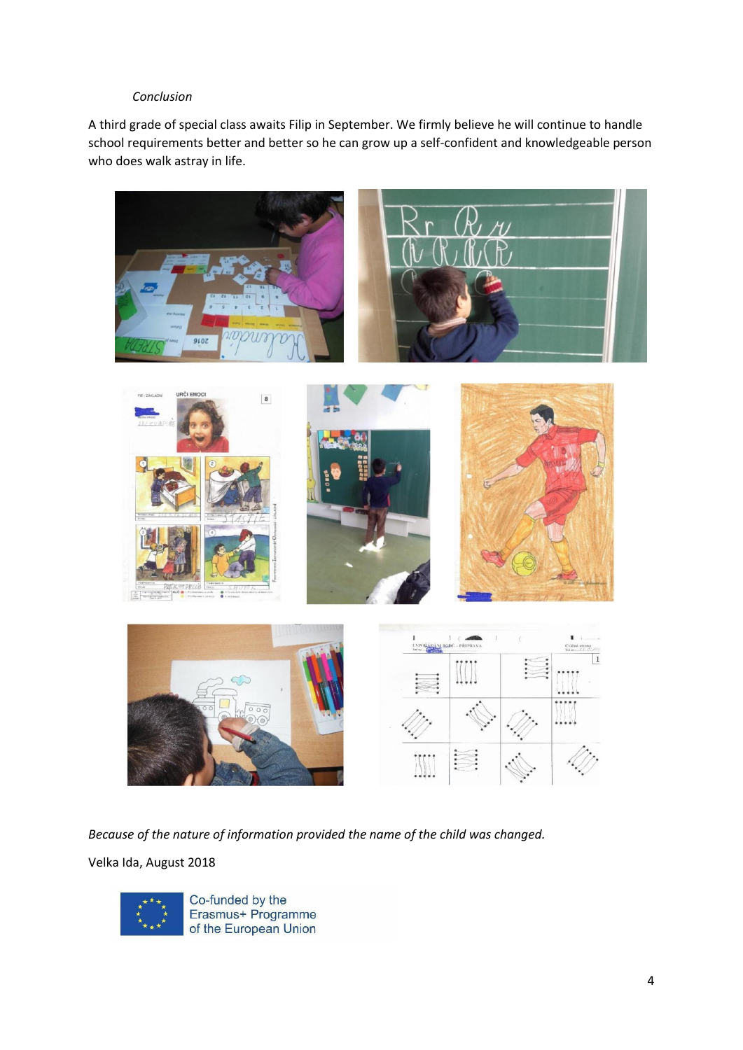*Conclusion*

A third grade of special class awaits Filip in September. We firmly believe he will continue to handle school requirements better and better so he can grow up a self-confident and knowledgeable person who does walk astray in life.

*Because of the nature of information provided the name of the child was changed.*

Velka Ida, August 2018

Co-funded by the Erasmus+ Programme of the European Union